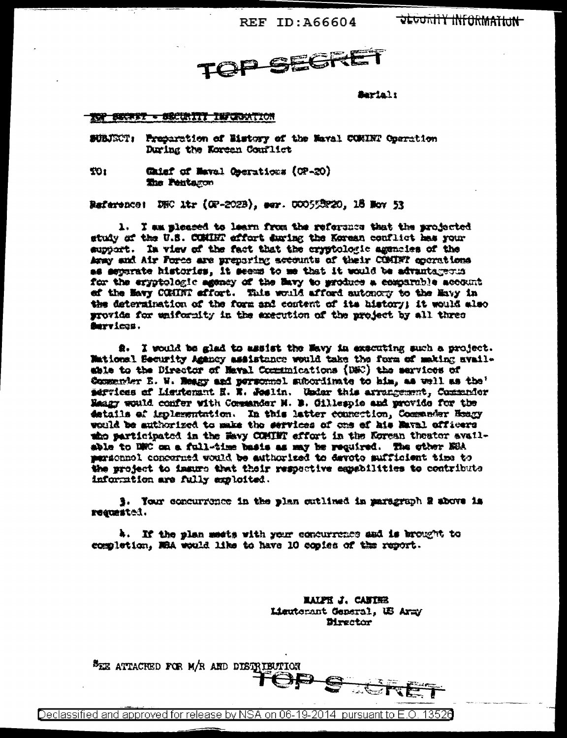REF ID:A66604 SECURITY INFORMATION

TOP SECRET

Serial:

TOP SECRET - SECURITY INFORMATION

SUBJECT: Preparation of History of the Naval COMINT Operation During the Korean Conflict

TO: Chief of Naval Operations (OP-20)
The Pentagon

Reference: DNC ltr (OP-202B), ser. 000558P20, 18 Nov 53

1. I am pleased to learn from the reference that the projected study of the U.S. COMINT effort during the Korean conflict has your support. In view of the fact that the cryptologic agencies of the Army and Air Force are preparing accounts of their COMINT operations as separate histories, it seems to me that it would be advantageous for the cryptologic agency of the Navy to produce a comparable account of the Navy COMINT effort. This would afford autonomy to the Navy in the determination of the form and content of its history; it would also provide for uniformity in the execution of the project by all three Services.

2. I would be glad to assist the Navy in executing such a project. National Security Agency assistance would take the form of making available to the Director of Naval Communications (DNC) the services of Commander E. W. Heagy and personnel subordinate to him, as well as the services of Lieutenant H. E. Joslin. Under this arrangement, Commander Heagy would confer with Commander M. B. Gillespie and provide for the details of implementation. In this latter connection, Commander Heagy would be authorized to make the services of one of his Naval officers who participated in the Navy COMINT effort in the Korean theater available to DNC on a full-time basis as may be required. The other NSA personnel concerned would be authorized to devote sufficient time to the project to insure that their respective capabilities to contribute information are fully exploited.

3. Your concurrence in the plan outlined in paragraph 2 above is requested.

4. If the plan meets with your concurrence and is brought to completion, NSA would like to have 10 copies of the report.

RALPH J. CANINE
Lieutenant General, US Army
Director

SEE ATTACHED FOR M/R AND DISTRIBUTION

TOP SECRET

Declassified and approved for release by NSA on 06-19-2014 pursuant to E.O. 13526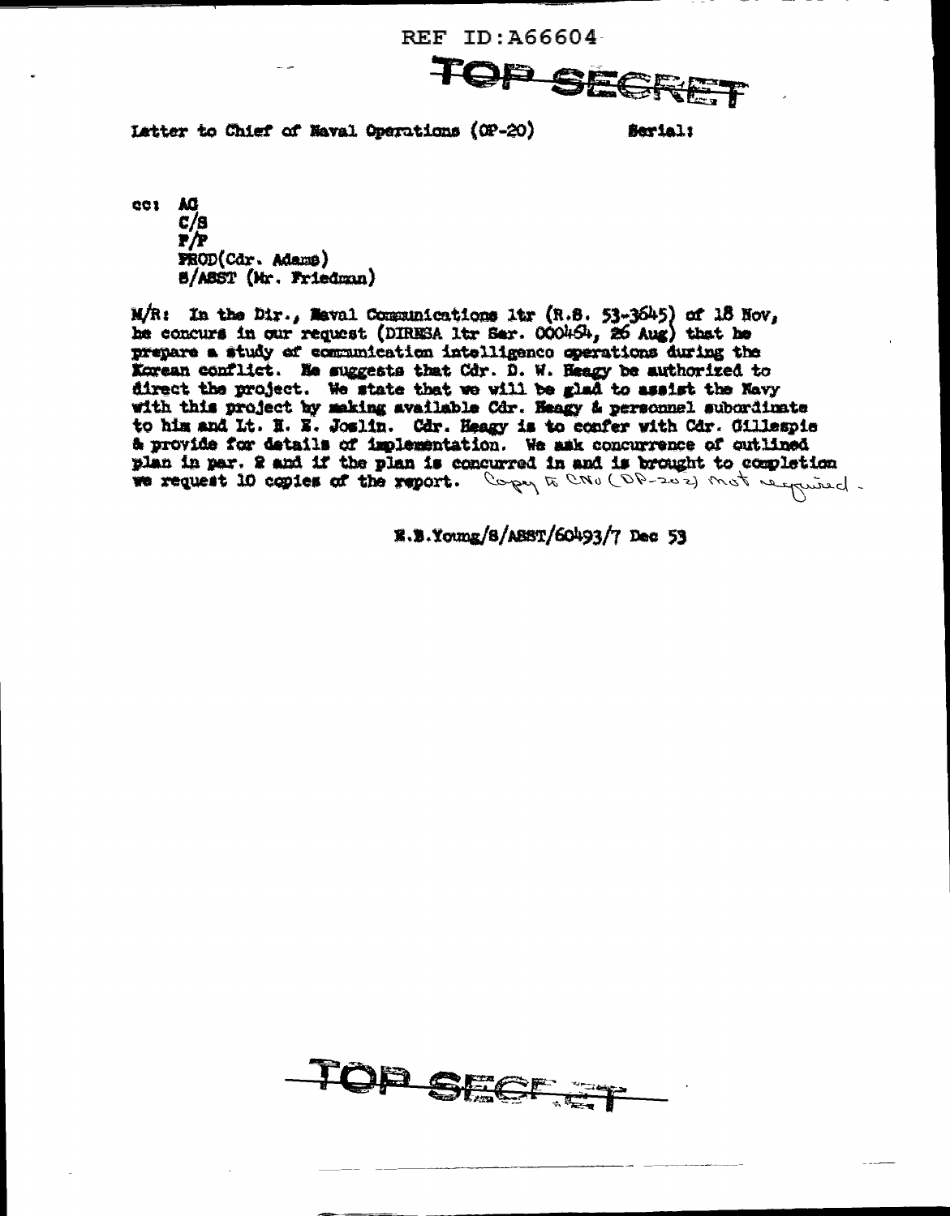REF ID:A66604

TOP SECRET

Letter to Chief of Naval Operations (OP-20)    Serial:

cc: AG
C/S
P/P
PROD(Cdr. Adams)
S/ASST (Mr. Friedman)

M/R: In the Dir., Naval Communications ltr (R.S. 53-3645) of 18 Nov, he concurs in our request (DIRNSA ltr Ser. 000454, 26 Aug) that he prepare a study of communication intelligence operations during the Korean conflict. He suggests that Cdr. D. W. Heagy be authorized to direct the project. We state that we will be glad to assist the Navy with this project by making available Cdr. Heagy & personnel subordinate to him and Lt. H. E. Joslin. Cdr. Heagy is to confer with Cdr. Gillespie & provide for details of implementation. We ask concurrence of outlined plan in par. 2 and if the plan is concurred in and is brought to completion we request 10 copies of the report. Copy to CNO (OP-202) not required.

E.B.Young/S/ASST/60493/7 Dec 53

TOP SECRET